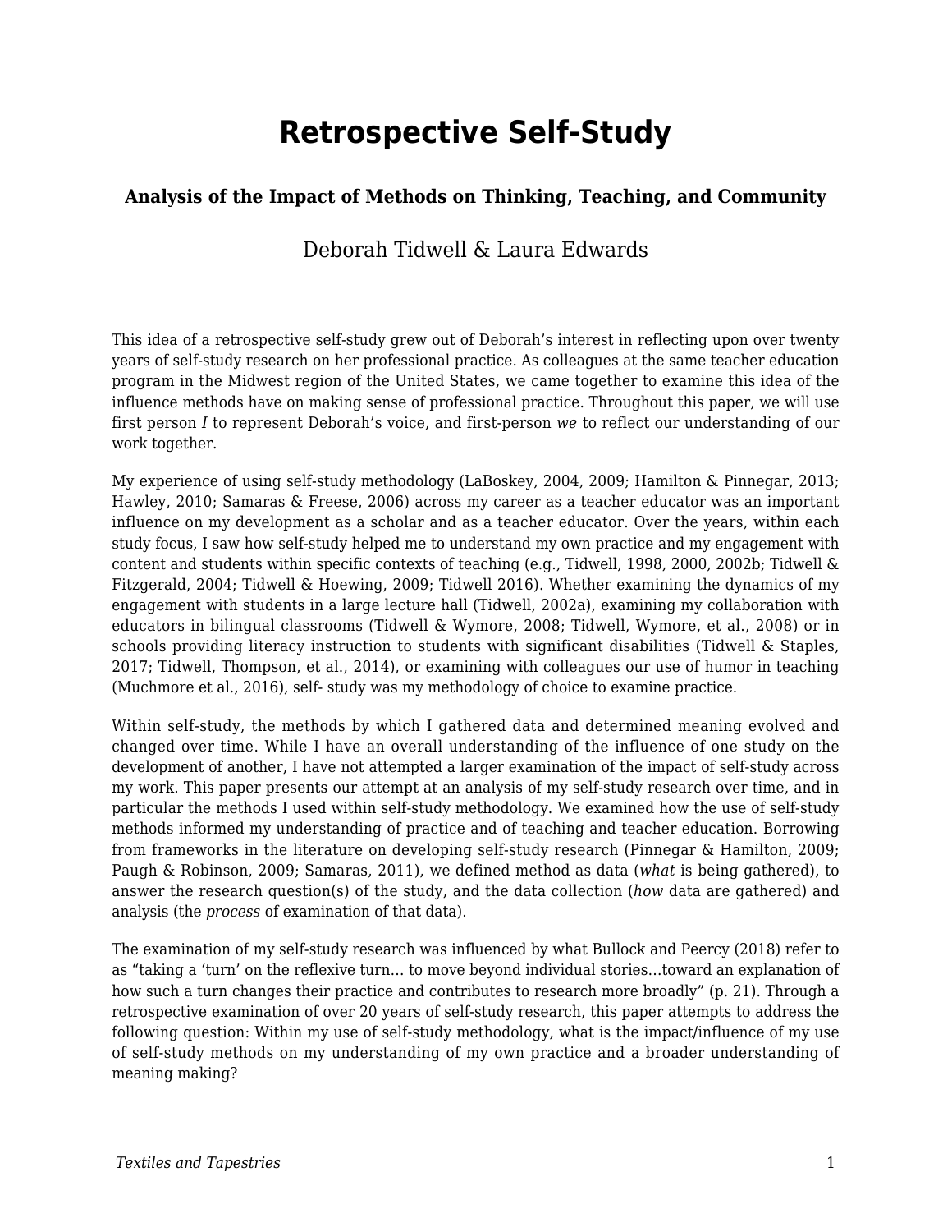# Retrospective Self-Study

### Analysis of the Impact of Methods on Thinking, Teaching, and Community

Deborah Tidwell & Laura Edwards

This idea of a retrospective self-study grew out of Deborah's interest in reflecting upon over twenty years of self-study research on her professional practice. As colleagues at the same teacher education program in the Midwest region of the United States, we came together to examine this idea of the influence methods have on making sense of professional practice. Throughout this paper, we will use first person *I* to represent Deborah's voice, and first-person *we* to reflect our understanding of our work together.

My experience of using self-study methodology (LaBoskey, 2004, 2009; Hamilton & Pinnegar, 2013; Hawley, 2010; Samaras & Freese, 2006) across my career as a teacher educator was an important influence on my development as a scholar and as a teacher educator. Over the years, within each study focus, I saw how self-study helped me to understand my own practice and my engagement with content and students within specific contexts of teaching (e.g., Tidwell, 1998, 2000, 2002b; Tidwell & Fitzgerald, 2004; Tidwell & Hoewing, 2009; Tidwell 2016). Whether examining the dynamics of my engagement with students in a large lecture hall (Tidwell, 2002a), examining my collaboration with educators in bilingual classrooms (Tidwell & Wymore, 2008; Tidwell, Wymore, et al., 2008) or in schools providing literacy instruction to students with significant disabilities (Tidwell & Staples, 2017; Tidwell, Thompson, et al., 2014), or examining with colleagues our use of humor in teaching (Muchmore et al., 2016), self- study was my methodology of choice to examine practice.

Within self-study, the methods by which I gathered data and determined meaning evolved and changed over time. While I have an overall understanding of the influence of one study on the development of another, I have not attempted a larger examination of the impact of self-study across my work. This paper presents our attempt at an analysis of my self-study research over time, and in particular the methods I used within self-study methodology. We examined how the use of self-study methods informed my understanding of practice and of teaching and teacher education. Borrowing from frameworks in the literature on developing self-study research (Pinnegar & Hamilton, 2009; Paugh & Robinson, 2009; Samaras, 2011), we defined method as data (*what* is being gathered), to answer the research question(s) of the study, and the data collection (*how* data are gathered) and analysis (the *process* of examination of that data).

The examination of my self-study research was influenced by what Bullock and Peercy (2018) refer to as "taking a 'turn' on the reflexive turn… to move beyond individual stories…toward an explanation of how such a turn changes their practice and contributes to research more broadly" (p. 21). Through a retrospective examination of over 20 years of self-study research, this paper attempts to address the following question: Within my use of self-study methodology, what is the impact/influence of my use of self-study methods on my understanding of my own practice and a broader understanding of meaning making?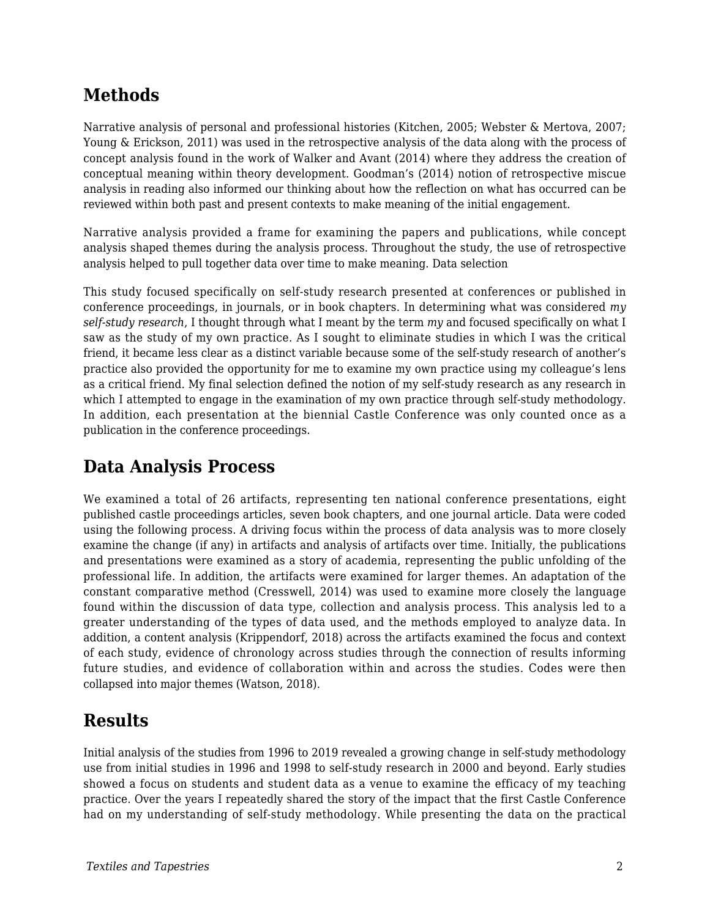## Methods

Narrative analysis of personal and professional histories (Kitchen, 2005; Webster & Mertova, 2007; Young & Erickson, 2011) was used in the retrospective analysis of the data along with the process of concept analysis found in the work of Walker and Avant (2014) where they address the creation of conceptual meaning within theory development. Goodman's (2014) notion of retrospective miscue analysis in reading also informed our thinking about how the reflection on what has occurred can be reviewed within both past and present contexts to make meaning of the initial engagement.

Narrative analysis provided a frame for examining the papers and publications, while concept analysis shaped themes during the analysis process. Throughout the study, the use of retrospective analysis helped to pull together data over time to make meaning. Data selection

This study focused specifically on self-study research presented at conferences or published in conference proceedings, in journals, or in book chapters. In determining what was considered *my self-study research*, I thought through what I meant by the term *my* and focused specifically on what I saw as the study of my own practice. As I sought to eliminate studies in which I was the critical friend, it became less clear as a distinct variable because some of the self-study research of another's practice also provided the opportunity for me to examine my own practice using my colleague's lens as a critical friend. My final selection defined the notion of my self-study research as any research in which I attempted to engage in the examination of my own practice through self-study methodology. In addition, each presentation at the biennial Castle Conference was only counted once as a publication in the conference proceedings.

## Data Analysis Process

We examined a total of 26 artifacts, representing ten national conference presentations, eight published castle proceedings articles, seven book chapters, and one journal article. Data were coded using the following process. A driving focus within the process of data analysis was to more closely examine the change (if any) in artifacts and analysis of artifacts over time. Initially, the publications and presentations were examined as a story of academia, representing the public unfolding of the professional life. In addition, the artifacts were examined for larger themes. An adaptation of the constant comparative method (Cresswell, 2014) was used to examine more closely the language found within the discussion of data type, collection and analysis process. This analysis led to a greater understanding of the types of data used, and the methods employed to analyze data. In addition, a content analysis (Krippendorf, 2018) across the artifacts examined the focus and context of each study, evidence of chronology across studies through the connection of results informing future studies, and evidence of collaboration within and across the studies. Codes were then collapsed into major themes (Watson, 2018).

## Results

Initial analysis of the studies from 1996 to 2019 revealed a growing change in self-study methodology use from initial studies in 1996 and 1998 to self-study research in 2000 and beyond. Early studies showed a focus on students and student data as a venue to examine the efficacy of my teaching practice. Over the years I repeatedly shared the story of the impact that the first Castle Conference had on my understanding of self-study methodology. While presenting the data on the practical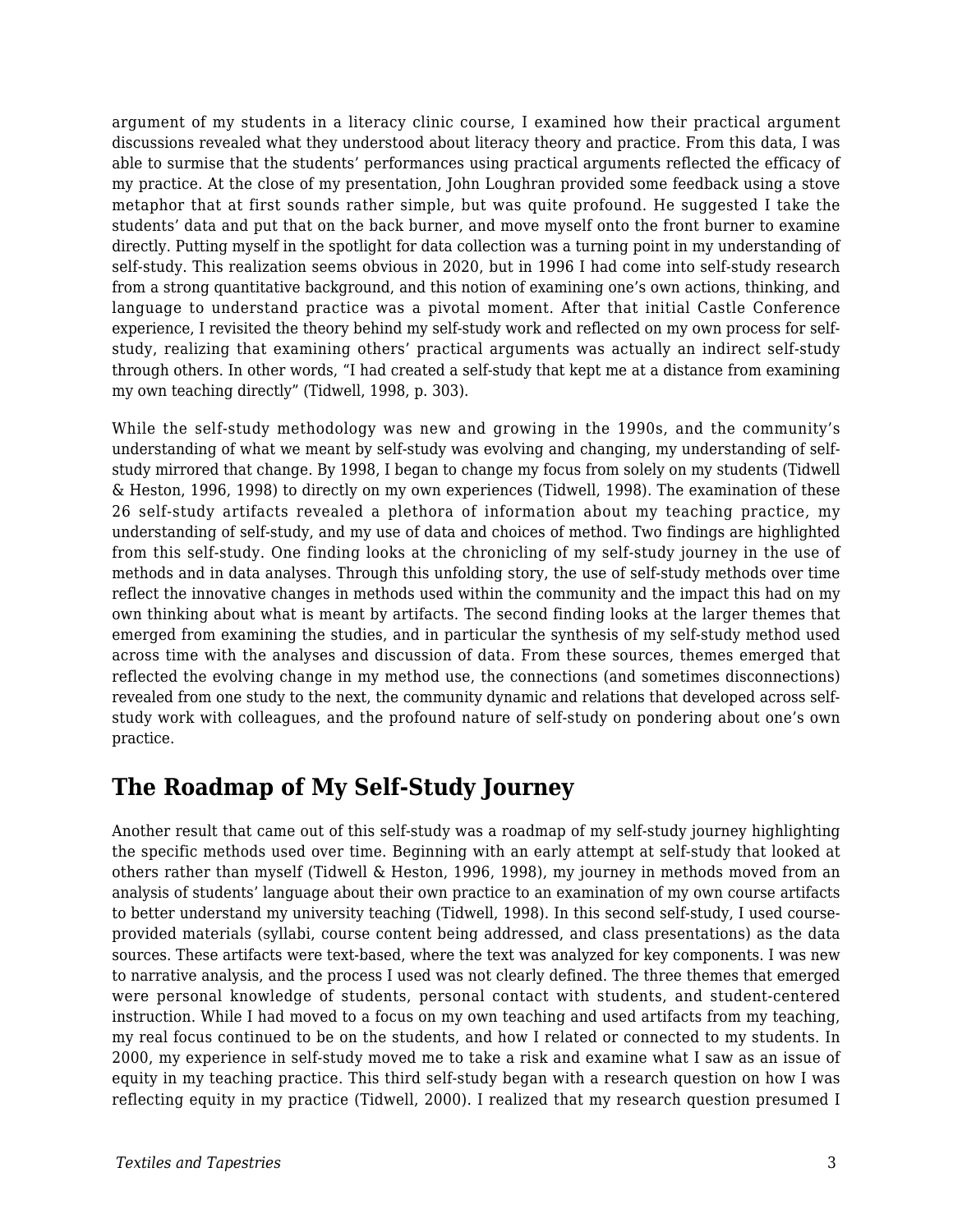argument of my students in a literacy clinic course, I examined how their practical argument discussions revealed what they understood about literacy theory and practice. From this data, I was able to surmise that the students' performances using practical arguments reflected the efficacy of my practice. At the close of my presentation, John Loughran provided some feedback using a stove metaphor that at first sounds rather simple, but was quite profound. He suggested I take the students' data and put that on the back burner, and move myself onto the front burner to examine directly. Putting myself in the spotlight for data collection was a turning point in my understanding of self-study. This realization seems obvious in 2020, but in 1996 I had come into self-study research from a strong quantitative background, and this notion of examining one's own actions, thinking, and language to understand practice was a pivotal moment. After that initial Castle Conference experience, I revisited the theory behind my self-study work and reflected on my own process for self-study, realizing that examining others' practical arguments was actually an indirect self-study through others. In other words, "I had created a self-study that kept me at a distance from examining my own teaching directly" (Tidwell, 1998, p. 303).

While the self-study methodology was new and growing in the 1990s, and the community's understanding of what we meant by self-study was evolving and changing, my understanding of self-study mirrored that change. By 1998, I began to change my focus from solely on my students (Tidwell & Heston, 1996, 1998) to directly on my own experiences (Tidwell, 1998). The examination of these 26 self-study artifacts revealed a plethora of information about my teaching practice, my understanding of self-study, and my use of data and choices of method. Two findings are highlighted from this self-study. One finding looks at the chronicling of my self-study journey in the use of methods and in data analyses. Through this unfolding story, the use of self-study methods over time reflect the innovative changes in methods used within the community and the impact this had on my own thinking about what is meant by artifacts. The second finding looks at the larger themes that emerged from examining the studies, and in particular the synthesis of my self-study method used across time with the analyses and discussion of data. From these sources, themes emerged that reflected the evolving change in my method use, the connections (and sometimes disconnections) revealed from one study to the next, the community dynamic and relations that developed across self-study work with colleagues, and the profound nature of self-study on pondering about one's own practice.

## The Roadmap of My Self-Study Journey

Another result that came out of this self-study was a roadmap of my self-study journey highlighting the specific methods used over time. Beginning with an early attempt at self-study that looked at others rather than myself (Tidwell & Heston, 1996, 1998), my journey in methods moved from an analysis of students' language about their own practice to an examination of my own course artifacts to better understand my university teaching (Tidwell, 1998). In this second self-study, I used course-provided materials (syllabi, course content being addressed, and class presentations) as the data sources. These artifacts were text-based, where the text was analyzed for key components. I was new to narrative analysis, and the process I used was not clearly defined. The three themes that emerged were personal knowledge of students, personal contact with students, and student-centered instruction. While I had moved to a focus on my own teaching and used artifacts from my teaching, my real focus continued to be on the students, and how I related or connected to my students. In 2000, my experience in self-study moved me to take a risk and examine what I saw as an issue of equity in my teaching practice. This third self-study began with a research question on how I was reflecting equity in my practice (Tidwell, 2000). I realized that my research question presumed I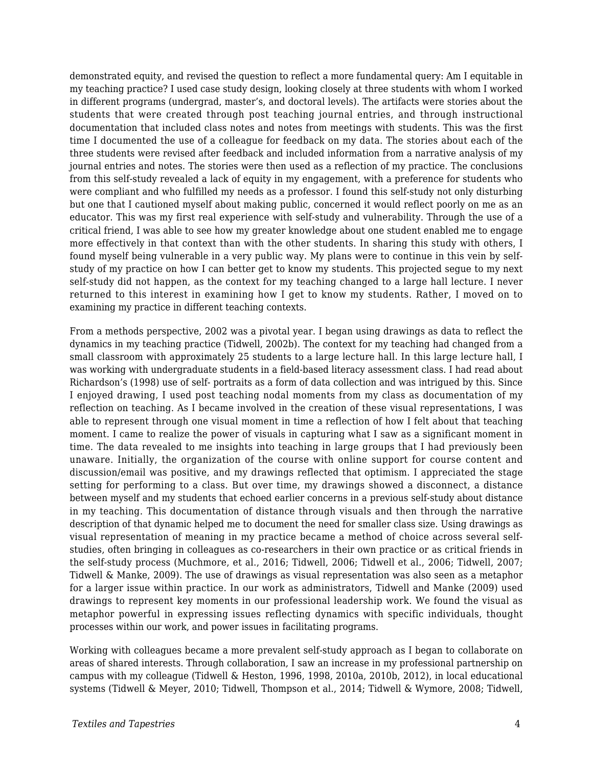demonstrated equity, and revised the question to reflect a more fundamental query: Am I equitable in my teaching practice? I used case study design, looking closely at three students with whom I worked in different programs (undergrad, master's, and doctoral levels). The artifacts were stories about the students that were created through post teaching journal entries, and through instructional documentation that included class notes and notes from meetings with students. This was the first time I documented the use of a colleague for feedback on my data. The stories about each of the three students were revised after feedback and included information from a narrative analysis of my journal entries and notes. The stories were then used as a reflection of my practice. The conclusions from this self-study revealed a lack of equity in my engagement, with a preference for students who were compliant and who fulfilled my needs as a professor. I found this self-study not only disturbing but one that I cautioned myself about making public, concerned it would reflect poorly on me as an educator. This was my first real experience with self-study and vulnerability. Through the use of a critical friend, I was able to see how my greater knowledge about one student enabled me to engage more effectively in that context than with the other students. In sharing this study with others, I found myself being vulnerable in a very public way. My plans were to continue in this vein by self-study of my practice on how I can better get to know my students. This projected segue to my next self-study did not happen, as the context for my teaching changed to a large hall lecture. I never returned to this interest in examining how I get to know my students. Rather, I moved on to examining my practice in different teaching contexts.

From a methods perspective, 2002 was a pivotal year. I began using drawings as data to reflect the dynamics in my teaching practice (Tidwell, 2002b). The context for my teaching had changed from a small classroom with approximately 25 students to a large lecture hall. In this large lecture hall, I was working with undergraduate students in a field-based literacy assessment class. I had read about Richardson's (1998) use of self- portraits as a form of data collection and was intrigued by this. Since I enjoyed drawing, I used post teaching nodal moments from my class as documentation of my reflection on teaching. As I became involved in the creation of these visual representations, I was able to represent through one visual moment in time a reflection of how I felt about that teaching moment. I came to realize the power of visuals in capturing what I saw as a significant moment in time. The data revealed to me insights into teaching in large groups that I had previously been unaware. Initially, the organization of the course with online support for course content and discussion/email was positive, and my drawings reflected that optimism. I appreciated the stage setting for performing to a class. But over time, my drawings showed a disconnect, a distance between myself and my students that echoed earlier concerns in a previous self-study about distance in my teaching. This documentation of distance through visuals and then through the narrative description of that dynamic helped me to document the need for smaller class size. Using drawings as visual representation of meaning in my practice became a method of choice across several self-studies, often bringing in colleagues as co-researchers in their own practice or as critical friends in the self-study process (Muchmore, et al., 2016; Tidwell, 2006; Tidwell et al., 2006; Tidwell, 2007; Tidwell & Manke, 2009). The use of drawings as visual representation was also seen as a metaphor for a larger issue within practice. In our work as administrators, Tidwell and Manke (2009) used drawings to represent key moments in our professional leadership work. We found the visual as metaphor powerful in expressing issues reflecting dynamics with specific individuals, thought processes within our work, and power issues in facilitating programs.

Working with colleagues became a more prevalent self-study approach as I began to collaborate on areas of shared interests. Through collaboration, I saw an increase in my professional partnership on campus with my colleague (Tidwell & Heston, 1996, 1998, 2010a, 2010b, 2012), in local educational systems (Tidwell & Meyer, 2010; Tidwell, Thompson et al., 2014; Tidwell & Wymore, 2008; Tidwell,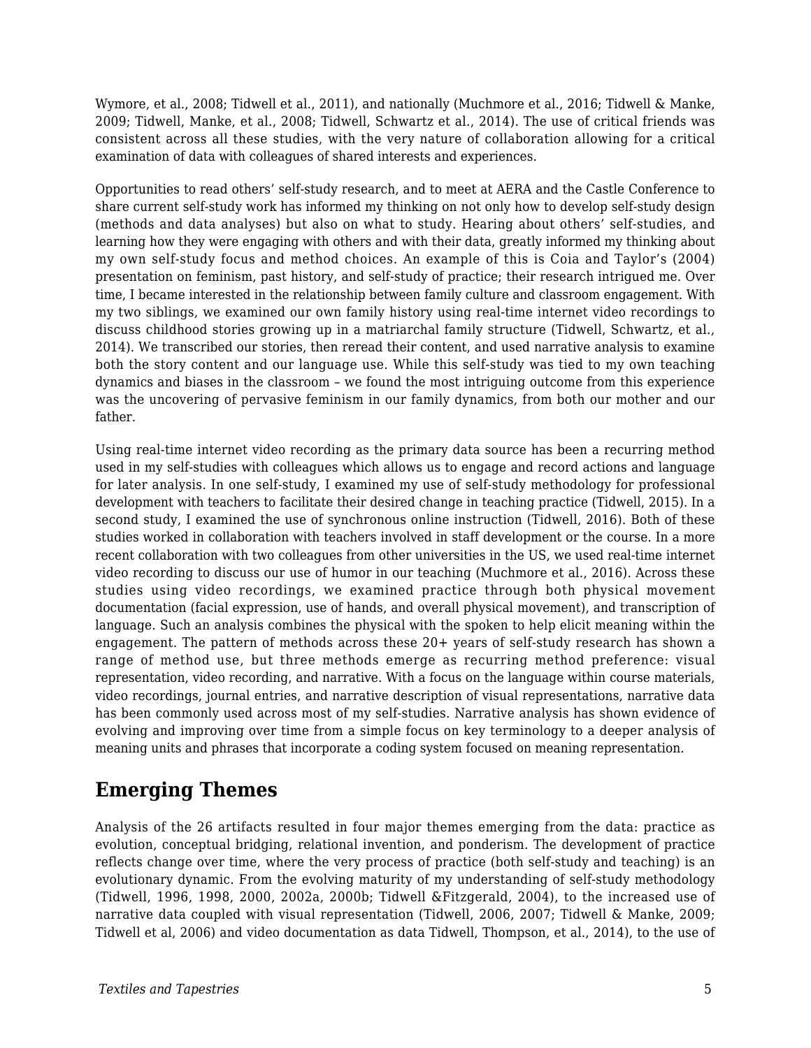Wymore, et al., 2008; Tidwell et al., 2011), and nationally (Muchmore et al., 2016; Tidwell & Manke, 2009; Tidwell, Manke, et al., 2008; Tidwell, Schwartz et al., 2014). The use of critical friends was consistent across all these studies, with the very nature of collaboration allowing for a critical examination of data with colleagues of shared interests and experiences.

Opportunities to read others' self-study research, and to meet at AERA and the Castle Conference to share current self-study work has informed my thinking on not only how to develop self-study design (methods and data analyses) but also on what to study. Hearing about others' self-studies, and learning how they were engaging with others and with their data, greatly informed my thinking about my own self-study focus and method choices. An example of this is Coia and Taylor's (2004) presentation on feminism, past history, and self-study of practice; their research intrigued me. Over time, I became interested in the relationship between family culture and classroom engagement. With my two siblings, we examined our own family history using real-time internet video recordings to discuss childhood stories growing up in a matriarchal family structure (Tidwell, Schwartz, et al., 2014). We transcribed our stories, then reread their content, and used narrative analysis to examine both the story content and our language use. While this self-study was tied to my own teaching dynamics and biases in the classroom – we found the most intriguing outcome from this experience was the uncovering of pervasive feminism in our family dynamics, from both our mother and our father.

Using real-time internet video recording as the primary data source has been a recurring method used in my self-studies with colleagues which allows us to engage and record actions and language for later analysis. In one self-study, I examined my use of self-study methodology for professional development with teachers to facilitate their desired change in teaching practice (Tidwell, 2015). In a second study, I examined the use of synchronous online instruction (Tidwell, 2016). Both of these studies worked in collaboration with teachers involved in staff development or the course. In a more recent collaboration with two colleagues from other universities in the US, we used real-time internet video recording to discuss our use of humor in our teaching (Muchmore et al., 2016). Across these studies using video recordings, we examined practice through both physical movement documentation (facial expression, use of hands, and overall physical movement), and transcription of language. Such an analysis combines the physical with the spoken to help elicit meaning within the engagement. The pattern of methods across these 20+ years of self-study research has shown a range of method use, but three methods emerge as recurring method preference: visual representation, video recording, and narrative. With a focus on the language within course materials, video recordings, journal entries, and narrative description of visual representations, narrative data has been commonly used across most of my self-studies. Narrative analysis has shown evidence of evolving and improving over time from a simple focus on key terminology to a deeper analysis of meaning units and phrases that incorporate a coding system focused on meaning representation.

## Emerging Themes

Analysis of the 26 artifacts resulted in four major themes emerging from the data: practice as evolution, conceptual bridging, relational invention, and ponderism. The development of practice reflects change over time, where the very process of practice (both self-study and teaching) is an evolutionary dynamic. From the evolving maturity of my understanding of self-study methodology (Tidwell, 1996, 1998, 2000, 2002a, 2000b; Tidwell &Fitzgerald, 2004), to the increased use of narrative data coupled with visual representation (Tidwell, 2006, 2007; Tidwell & Manke, 2009; Tidwell et al, 2006) and video documentation as data Tidwell, Thompson, et al., 2014), to the use of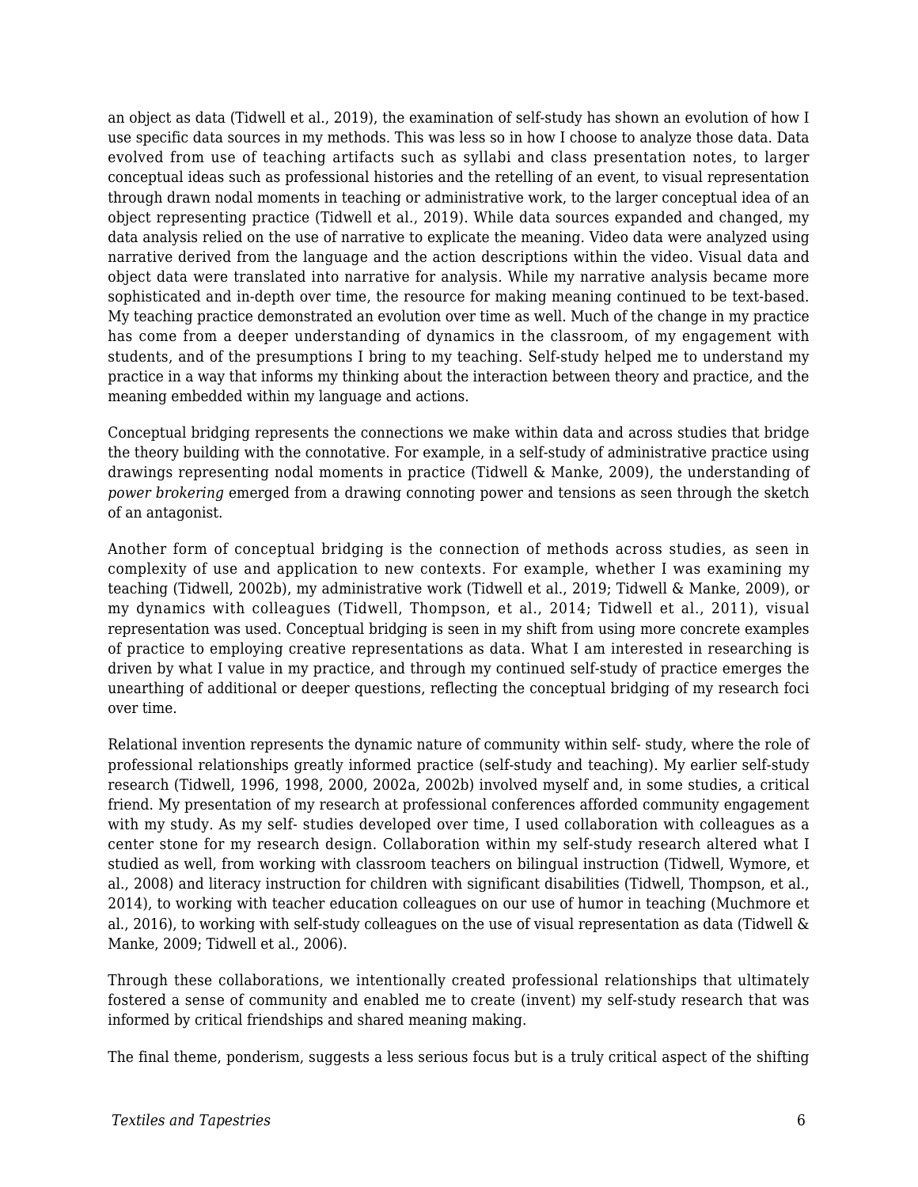an object as data (Tidwell et al., 2019), the examination of self-study has shown an evolution of how I use specific data sources in my methods. This was less so in how I choose to analyze those data. Data evolved from use of teaching artifacts such as syllabi and class presentation notes, to larger conceptual ideas such as professional histories and the retelling of an event, to visual representation through drawn nodal moments in teaching or administrative work, to the larger conceptual idea of an object representing practice (Tidwell et al., 2019). While data sources expanded and changed, my data analysis relied on the use of narrative to explicate the meaning. Video data were analyzed using narrative derived from the language and the action descriptions within the video. Visual data and object data were translated into narrative for analysis. While my narrative analysis became more sophisticated and in-depth over time, the resource for making meaning continued to be text-based. My teaching practice demonstrated an evolution over time as well. Much of the change in my practice has come from a deeper understanding of dynamics in the classroom, of my engagement with students, and of the presumptions I bring to my teaching. Self-study helped me to understand my practice in a way that informs my thinking about the interaction between theory and practice, and the meaning embedded within my language and actions.

Conceptual bridging represents the connections we make within data and across studies that bridge the theory building with the connotative. For example, in a self-study of administrative practice using drawings representing nodal moments in practice (Tidwell & Manke, 2009), the understanding of *power brokering* emerged from a drawing connoting power and tensions as seen through the sketch of an antagonist.

Another form of conceptual bridging is the connection of methods across studies, as seen in complexity of use and application to new contexts. For example, whether I was examining my teaching (Tidwell, 2002b), my administrative work (Tidwell et al., 2019; Tidwell & Manke, 2009), or my dynamics with colleagues (Tidwell, Thompson, et al., 2014; Tidwell et al., 2011), visual representation was used. Conceptual bridging is seen in my shift from using more concrete examples of practice to employing creative representations as data. What I am interested in researching is driven by what I value in my practice, and through my continued self-study of practice emerges the unearthing of additional or deeper questions, reflecting the conceptual bridging of my research foci over time.

Relational invention represents the dynamic nature of community within self- study, where the role of professional relationships greatly informed practice (self-study and teaching). My earlier self-study research (Tidwell, 1996, 1998, 2000, 2002a, 2002b) involved myself and, in some studies, a critical friend. My presentation of my research at professional conferences afforded community engagement with my study. As my self- studies developed over time, I used collaboration with colleagues as a center stone for my research design. Collaboration within my self-study research altered what I studied as well, from working with classroom teachers on bilingual instruction (Tidwell, Wymore, et al., 2008) and literacy instruction for children with significant disabilities (Tidwell, Thompson, et al., 2014), to working with teacher education colleagues on our use of humor in teaching (Muchmore et al., 2016), to working with self-study colleagues on the use of visual representation as data (Tidwell & Manke, 2009; Tidwell et al., 2006).

Through these collaborations, we intentionally created professional relationships that ultimately fostered a sense of community and enabled me to create (invent) my self-study research that was informed by critical friendships and shared meaning making.

The final theme, ponderism, suggests a less serious focus but is a truly critical aspect of the shifting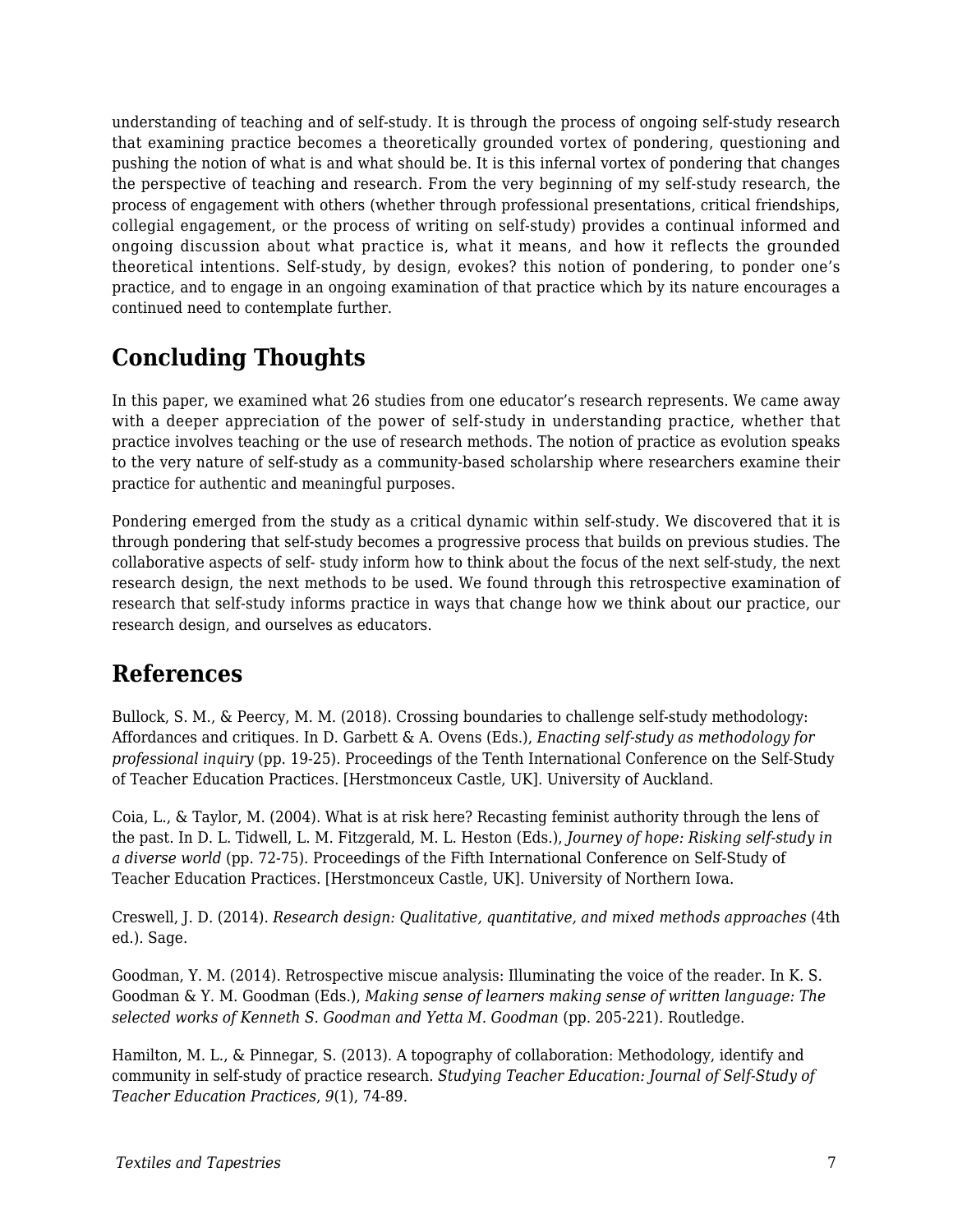understanding of teaching and of self-study. It is through the process of ongoing self-study research that examining practice becomes a theoretically grounded vortex of pondering, questioning and pushing the notion of what is and what should be. It is this infernal vortex of pondering that changes the perspective of teaching and research. From the very beginning of my self-study research, the process of engagement with others (whether through professional presentations, critical friendships, collegial engagement, or the process of writing on self-study) provides a continual informed and ongoing discussion about what practice is, what it means, and how it reflects the grounded theoretical intentions. Self-study, by design, evokes? this notion of pondering, to ponder one's practice, and to engage in an ongoing examination of that practice which by its nature encourages a continued need to contemplate further.

## Concluding Thoughts

In this paper, we examined what 26 studies from one educator's research represents. We came away with a deeper appreciation of the power of self-study in understanding practice, whether that practice involves teaching or the use of research methods. The notion of practice as evolution speaks to the very nature of self-study as a community-based scholarship where researchers examine their practice for authentic and meaningful purposes.

Pondering emerged from the study as a critical dynamic within self-study. We discovered that it is through pondering that self-study becomes a progressive process that builds on previous studies. The collaborative aspects of self- study inform how to think about the focus of the next self-study, the next research design, the next methods to be used. We found through this retrospective examination of research that self-study informs practice in ways that change how we think about our practice, our research design, and ourselves as educators.

## References

Bullock, S. M., & Peercy, M. M. (2018). Crossing boundaries to challenge self-study methodology: Affordances and critiques. In D. Garbett & A. Ovens (Eds.), *Enacting self-study as methodology for professional inquiry* (pp. 19-25). Proceedings of the Tenth International Conference on the Self-Study of Teacher Education Practices. [Herstmonceux Castle, UK]. University of Auckland.

Coia, L., & Taylor, M. (2004). What is at risk here? Recasting feminist authority through the lens of the past. In D. L. Tidwell, L. M. Fitzgerald, M. L. Heston (Eds.), *Journey of hope: Risking self-study in a diverse world* (pp. 72-75). Proceedings of the Fifth International Conference on Self-Study of Teacher Education Practices. [Herstmonceux Castle, UK]. University of Northern Iowa.

Creswell, J. D. (2014). *Research design: Qualitative, quantitative, and mixed methods approaches* (4th ed.). Sage.

Goodman, Y. M. (2014). Retrospective miscue analysis: Illuminating the voice of the reader. In K. S. Goodman & Y. M. Goodman (Eds.), *Making sense of learners making sense of written language: The selected works of Kenneth S. Goodman and Yetta M. Goodman* (pp. 205-221). Routledge.

Hamilton, M. L., & Pinnegar, S. (2013). A topography of collaboration: Methodology, identify and community in self-study of practice research. *Studying Teacher Education: Journal of Self-Study of Teacher Education Practices*, *9*(1), 74-89.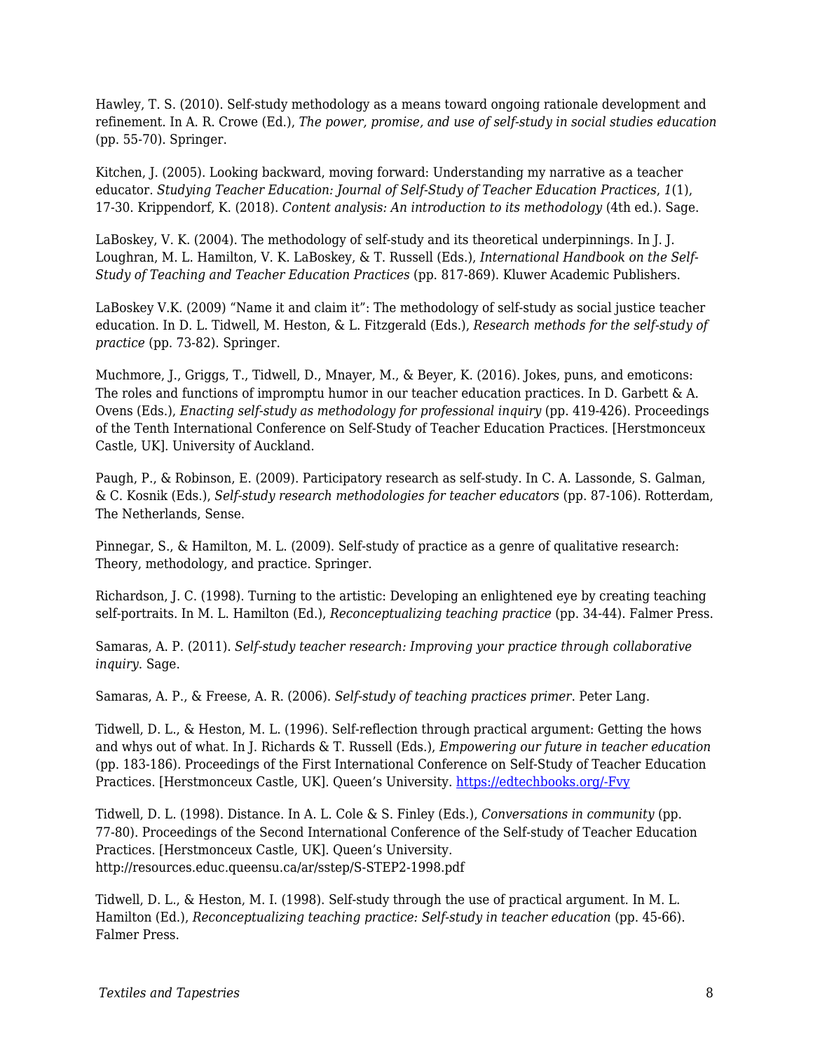Hawley, T. S. (2010). Self-study methodology as a means toward ongoing rationale development and refinement. In A. R. Crowe (Ed.), *The power, promise, and use of self-study in social studies education* (pp. 55-70). Springer.

Kitchen, J. (2005). Looking backward, moving forward: Understanding my narrative as a teacher educator. *Studying Teacher Education: Journal of Self-Study of Teacher Education Practices*, *1*(1), 17-30. Krippendorf, K. (2018). *Content analysis: An introduction to its methodology* (4th ed.). Sage.

LaBoskey, V. K. (2004). The methodology of self-study and its theoretical underpinnings. In J. J. Loughran, M. L. Hamilton, V. K. LaBoskey, & T. Russell (Eds.), *International Handbook on the Self-Study of Teaching and Teacher Education Practices* (pp. 817-869). Kluwer Academic Publishers.

LaBoskey V.K. (2009) "Name it and claim it": The methodology of self-study as social justice teacher education. In D. L. Tidwell, M. Heston, & L. Fitzgerald (Eds.), *Research methods for the self-study of practice* (pp. 73-82). Springer.

Muchmore, J., Griggs, T., Tidwell, D., Mnayer, M., & Beyer, K. (2016). Jokes, puns, and emoticons: The roles and functions of impromptu humor in our teacher education practices. In D. Garbett & A. Ovens (Eds.), *Enacting self-study as methodology for professional inquiry* (pp. 419-426). Proceedings of the Tenth International Conference on Self-Study of Teacher Education Practices. [Herstmonceux Castle, UK]. University of Auckland.

Paugh, P., & Robinson, E. (2009). Participatory research as self-study. In C. A. Lassonde, S. Galman, & C. Kosnik (Eds.), *Self-study research methodologies for teacher educators* (pp. 87-106). Rotterdam, The Netherlands, Sense.

Pinnegar, S., & Hamilton, M. L. (2009). Self-study of practice as a genre of qualitative research: Theory, methodology, and practice. Springer.

Richardson, J. C. (1998). Turning to the artistic: Developing an enlightened eye by creating teaching self-portraits. In M. L. Hamilton (Ed.), *Reconceptualizing teaching practice* (pp. 34-44). Falmer Press.

Samaras, A. P. (2011). *Self-study teacher research: Improving your practice through collaborative inquiry*. Sage.

Samaras, A. P., & Freese, A. R. (2006). *Self-study of teaching practices primer*. Peter Lang.

Tidwell, D. L., & Heston, M. L. (1996). Self-reflection through practical argument: Getting the hows and whys out of what. In J. Richards & T. Russell (Eds.), *Empowering our future in teacher education* (pp. 183-186). Proceedings of the First International Conference on Self-Study of Teacher Education Practices. [Herstmonceux Castle, UK]. Queen's University. [https://edtechbooks.org/-Fvy](https://edtechbooks.org/-Fvy)

Tidwell, D. L. (1998). Distance. In A. L. Cole & S. Finley (Eds.), *Conversations in community* (pp. 77-80). Proceedings of the Second International Conference of the Self-study of Teacher Education Practices. [Herstmonceux Castle, UK]. Queen's University. http://resources.educ.queensu.ca/ar/sstep/S-STEP2-1998.pdf

Tidwell, D. L., & Heston, M. I. (1998). Self-study through the use of practical argument. In M. L. Hamilton (Ed.), *Reconceptualizing teaching practice: Self-study in teacher education* (pp. 45-66). Falmer Press.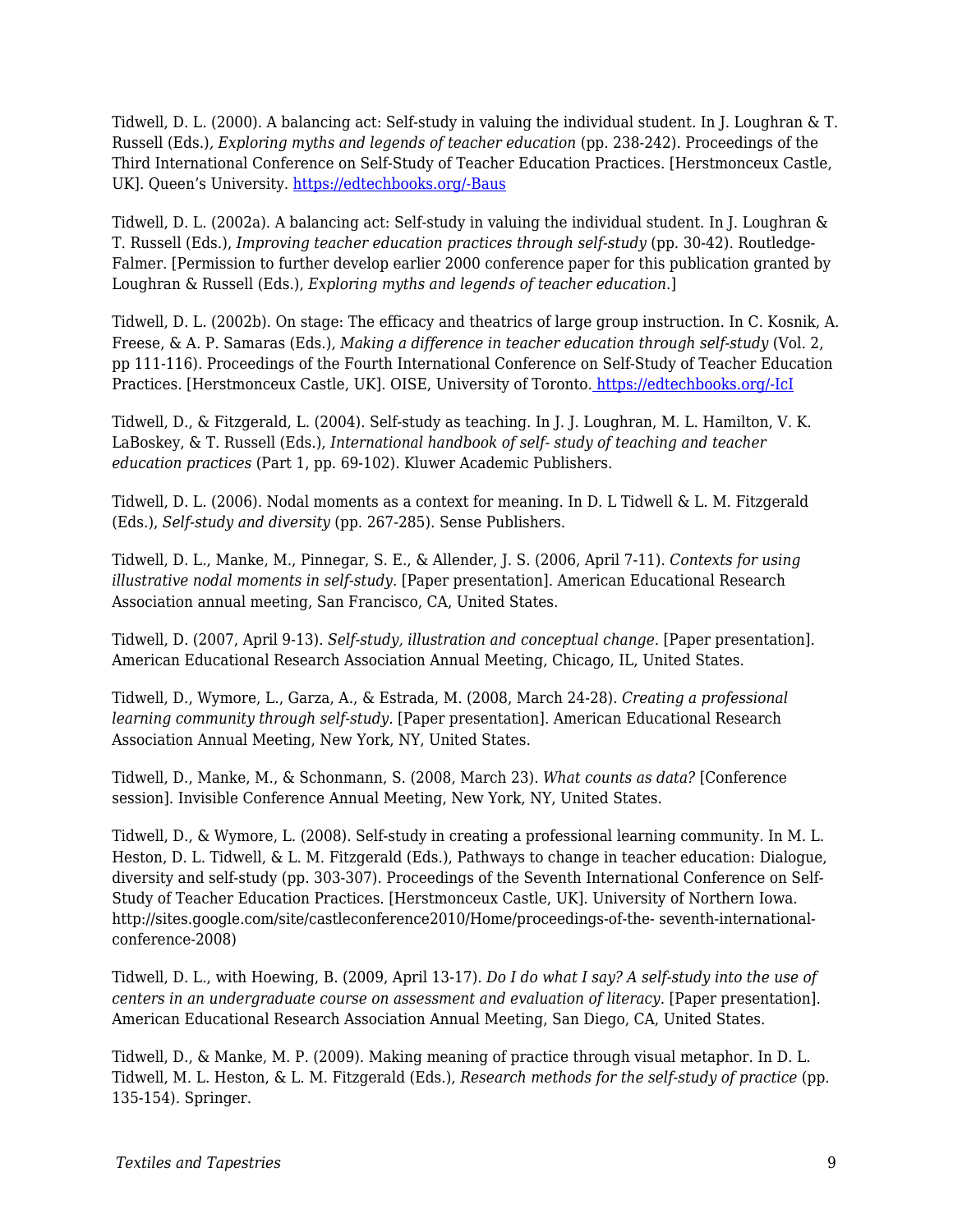Tidwell, D. L. (2000). A balancing act: Self-study in valuing the individual student. In J. Loughran & T. Russell (Eds.)*, Exploring myths and legends of teacher education* (pp. 238-242). Proceedings of the Third International Conference on Self-Study of Teacher Education Practices. [Herstmonceux Castle, UK]. Queen's University. https://edtechbooks.org/-Baus

Tidwell, D. L. (2002a). A balancing act: Self-study in valuing the individual student. In J. Loughran & T. Russell (Eds.), *Improving teacher education practices through self-study* (pp. 30-42). Routledge-Falmer. [Permission to further develop earlier 2000 conference paper for this publication granted by Loughran & Russell (Eds.), *Exploring myths and legends of teacher education*.]

Tidwell, D. L. (2002b). On stage: The efficacy and theatrics of large group instruction. In C. Kosnik, A. Freese, & A. P. Samaras (Eds.), *Making a difference in teacher education through self-study* (Vol. 2, pp 111-116). Proceedings of the Fourth International Conference on Self-Study of Teacher Education Practices. [Herstmonceux Castle, UK]. OISE, University of Toronto. https://edtechbooks.org/-IcI

Tidwell, D., & Fitzgerald, L. (2004). Self-study as teaching. In J. J. Loughran, M. L. Hamilton, V. K. LaBoskey, & T. Russell (Eds.), *International handbook of self- study of teaching and teacher education practices* (Part 1, pp. 69-102). Kluwer Academic Publishers.

Tidwell, D. L. (2006). Nodal moments as a context for meaning. In D. L Tidwell & L. M. Fitzgerald (Eds.), *Self-study and diversity* (pp. 267-285). Sense Publishers.

Tidwell, D. L., Manke, M., Pinnegar, S. E., & Allender, J. S. (2006, April 7-11). *Contexts for using illustrative nodal moments in self-study*. [Paper presentation]. American Educational Research Association annual meeting, San Francisco, CA, United States.

Tidwell, D. (2007, April 9-13). *Self-study, illustration and conceptual change.* [Paper presentation]. American Educational Research Association Annual Meeting, Chicago, IL, United States.

Tidwell, D., Wymore, L., Garza, A., & Estrada, M. (2008, March 24-28). *Creating a professional learning community through self-study.* [Paper presentation]. American Educational Research Association Annual Meeting, New York, NY, United States.

Tidwell, D., Manke, M., & Schonmann, S. (2008, March 23). *What counts as data?* [Conference session]. Invisible Conference Annual Meeting, New York, NY, United States.

Tidwell, D., & Wymore, L. (2008). Self-study in creating a professional learning community. In M. L. Heston, D. L. Tidwell, & L. M. Fitzgerald (Eds.), Pathways to change in teacher education: Dialogue, diversity and self-study (pp. 303-307). Proceedings of the Seventh International Conference on Self-Study of Teacher Education Practices. [Herstmonceux Castle, UK]. University of Northern Iowa. http://sites.google.com/site/castleconference2010/Home/proceedings-of-the- seventh-international-conference-2008)

Tidwell, D. L., with Hoewing, B. (2009, April 13-17). *Do I do what I say? A self-study into the use of centers in an undergraduate course on assessment and evaluation of literacy*. [Paper presentation]. American Educational Research Association Annual Meeting, San Diego, CA, United States.

Tidwell, D., & Manke, M. P. (2009). Making meaning of practice through visual metaphor. In D. L. Tidwell, M. L. Heston, & L. M. Fitzgerald (Eds.), *Research methods for the self-study of practice* (pp. 135-154). Springer.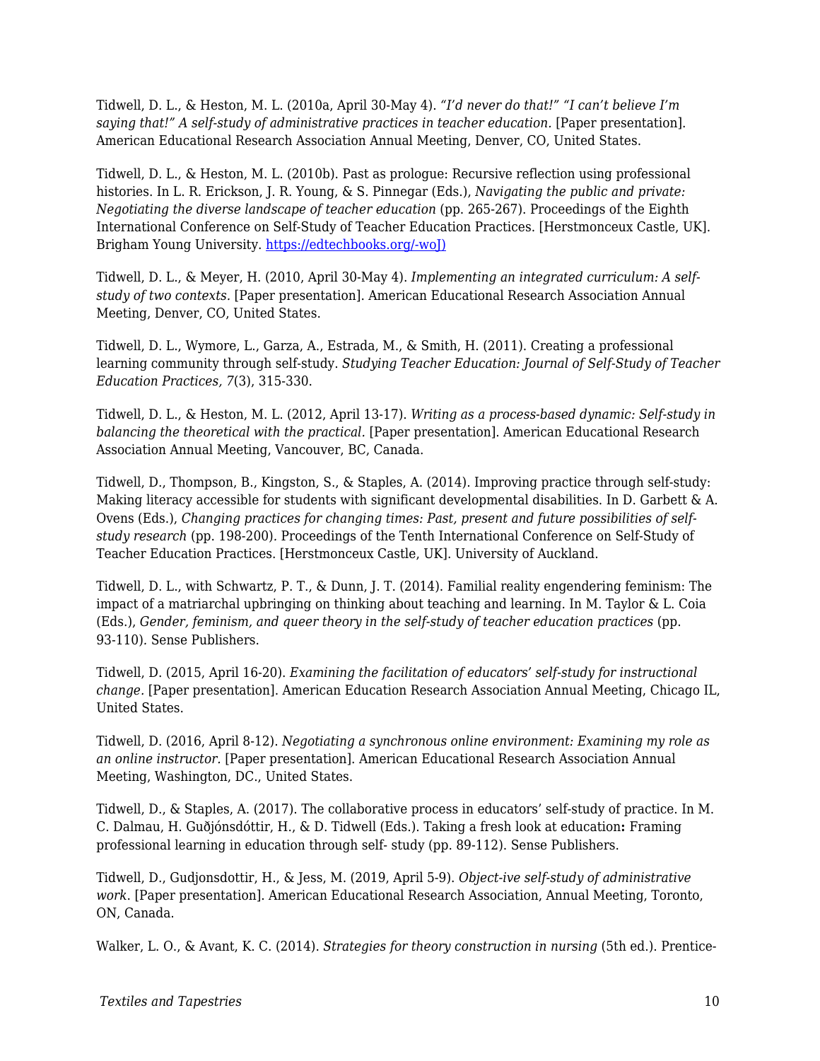Tidwell, D. L., & Heston, M. L. (2010a, April 30-May 4). *"I'd never do that!" "I can't believe I'm saying that!" A self-study of administrative practices in teacher education.* [Paper presentation]. American Educational Research Association Annual Meeting, Denver, CO, United States.

Tidwell, D. L., & Heston, M. L. (2010b). Past as prologue: Recursive reflection using professional histories. In L. R. Erickson, J. R. Young, & S. Pinnegar (Eds.), *Navigating the public and private: Negotiating the diverse landscape of teacher education* (pp. 265-267). Proceedings of the Eighth International Conference on Self-Study of Teacher Education Practices. [Herstmonceux Castle, UK]. Brigham Young University. [https://edtechbooks.org/-woJ)](https://edtechbooks.org/-woJ)

Tidwell, D. L., & Meyer, H. (2010, April 30-May 4). *Implementing an integrated curriculum: A self-study of two contexts.* [Paper presentation]. American Educational Research Association Annual Meeting, Denver, CO, United States.

Tidwell, D. L., Wymore, L., Garza, A., Estrada, M., & Smith, H. (2011). Creating a professional learning community through self-study. *Studying Teacher Education: Journal of Self-Study of Teacher Education Practices, 7*(3), 315-330.

Tidwell, D. L., & Heston, M. L. (2012, April 13-17). *Writing as a process-based dynamic: Self-study in balancing the theoretical with the practical.* [Paper presentation]. American Educational Research Association Annual Meeting, Vancouver, BC, Canada.

Tidwell, D., Thompson, B., Kingston, S., & Staples, A. (2014). Improving practice through self-study: Making literacy accessible for students with significant developmental disabilities. In D. Garbett & A. Ovens (Eds.), *Changing practices for changing times: Past, present and future possibilities of self-study research* (pp. 198-200). Proceedings of the Tenth International Conference on Self-Study of Teacher Education Practices. [Herstmonceux Castle, UK]. University of Auckland.

Tidwell, D. L., with Schwartz, P. T., & Dunn, J. T. (2014). Familial reality engendering feminism: The impact of a matriarchal upbringing on thinking about teaching and learning. In M. Taylor & L. Coia (Eds.), *Gender, feminism, and queer theory in the self-study of teacher education practices* (pp. 93-110). Sense Publishers.

Tidwell, D. (2015, April 16-20). *Examining the facilitation of educators' self-study for instructional change.* [Paper presentation]. American Education Research Association Annual Meeting, Chicago IL, United States.

Tidwell, D. (2016, April 8-12). *Negotiating a synchronous online environment: Examining my role as an online instructor.* [Paper presentation]. American Educational Research Association Annual Meeting, Washington, DC., United States.

Tidwell, D., & Staples, A. (2017). The collaborative process in educators' self-study of practice. In M. C. Dalmau, H. Guðjónsdóttir, H., & D. Tidwell (Eds.). Taking a fresh look at education**:** Framing professional learning in education through self- study (pp. 89-112). Sense Publishers.

Tidwell, D., Gudjonsdottir, H., & Jess, M. (2019, April 5-9). *Object-ive self-study of administrative work.* [Paper presentation]. American Educational Research Association, Annual Meeting, Toronto, ON, Canada.

Walker, L. O., & Avant, K. C. (2014). *Strategies for theory construction in nursing* (5th ed.). Prentice-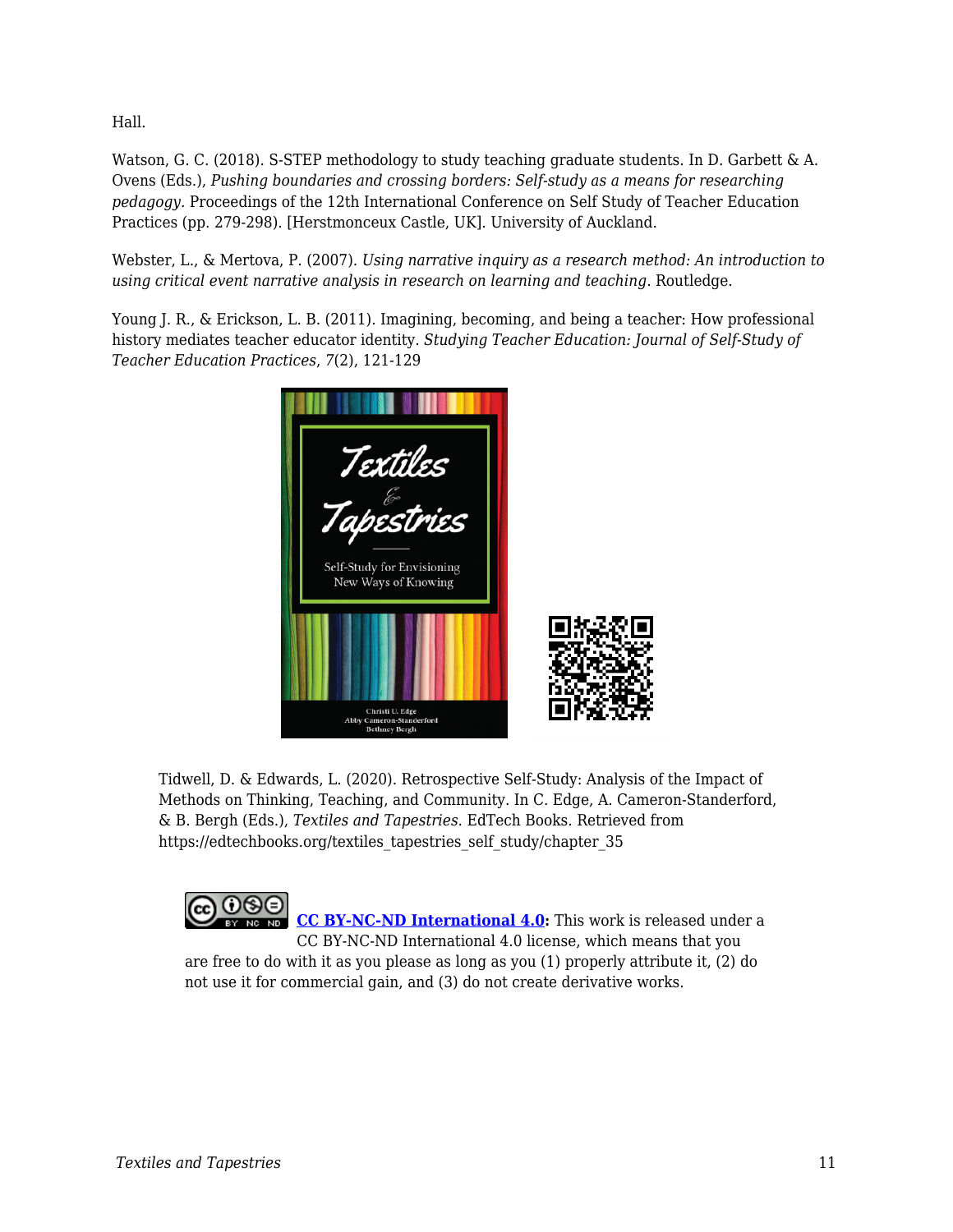Hall.

Watson, G. C. (2018). S-STEP methodology to study teaching graduate students. In D. Garbett & A. Ovens (Eds.), *Pushing boundaries and crossing borders: Self-study as a means for researching pedagogy.* Proceedings of the 12th International Conference on Self Study of Teacher Education Practices (pp. 279-298). [Herstmonceux Castle, UK]. University of Auckland.

Webster, L., & Mertova, P. (2007). *Using narrative inquiry as a research method: An introduction to using critical event narrative analysis in research on learning and teaching*. Routledge.

Young J. R., & Erickson, L. B. (2011). Imagining, becoming, and being a teacher: How professional history mediates teacher educator identity. *Studying Teacher Education: Journal of Self-Study of Teacher Education Practices*, *7*(2), 121-129

Tidwell, D. & Edwards, L. (2020). Retrospective Self-Study: Analysis of the Impact of Methods on Thinking, Teaching, and Community. In C. Edge, A. Cameron-Standerford, & B. Bergh (Eds.), *Textiles and Tapestries*. EdTech Books. Retrieved from https://edtechbooks.org/textiles_tapestries_self_study/chapter_35

**CC BY-NC-ND International 4.0:** This work is released under a CC BY-NC-ND International 4.0 license, which means that you are free to do with it as you please as long as you (1) properly attribute it, (2) do not use it for commercial gain, and (3) do not create derivative works.